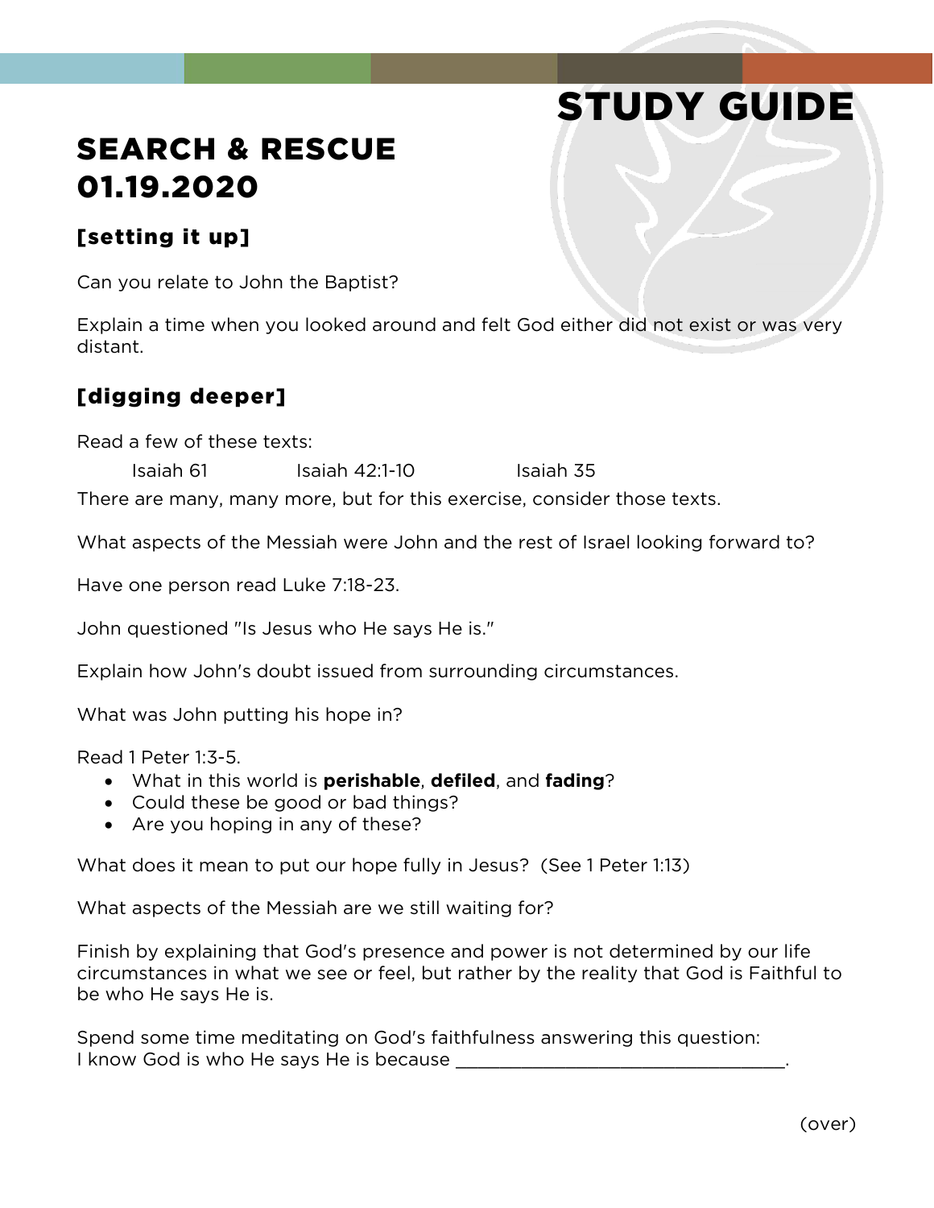# STUDY GUIDE

## SEARCH & RESCUE
## 01.19.2020

### [setting it up]

Can you relate to John the Baptist?

Explain a time when you looked around and felt God either did not exist or was very distant.

### [digging deeper]

Read a few of these texts:

Isaiah 61 Isaiah 42:1-10 Isaiah 35

There are many, many more, but for this exercise, consider those texts.

What aspects of the Messiah were John and the rest of Israel looking forward to?

Have one person read Luke 7:18-23.

John questioned "Is Jesus who He says He is."

Explain how John's doubt issued from surrounding circumstances.

What was John putting his hope in?

Read 1 Peter 1:3-5.

- What in this world is **perishable**, **defiled**, and **fading**?
- Could these be good or bad things?
- Are you hoping in any of these?

What does it mean to put our hope fully in Jesus? (See 1 Peter 1:13)

What aspects of the Messiah are we still waiting for?

Finish by explaining that God's presence and power is not determined by our life circumstances in what we see or feel, but rather by the reality that God is Faithful to be who He says He is.

Spend some time meditating on God's faithfulness answering this question:
I know God is who He says He is because ________________________________.

(over)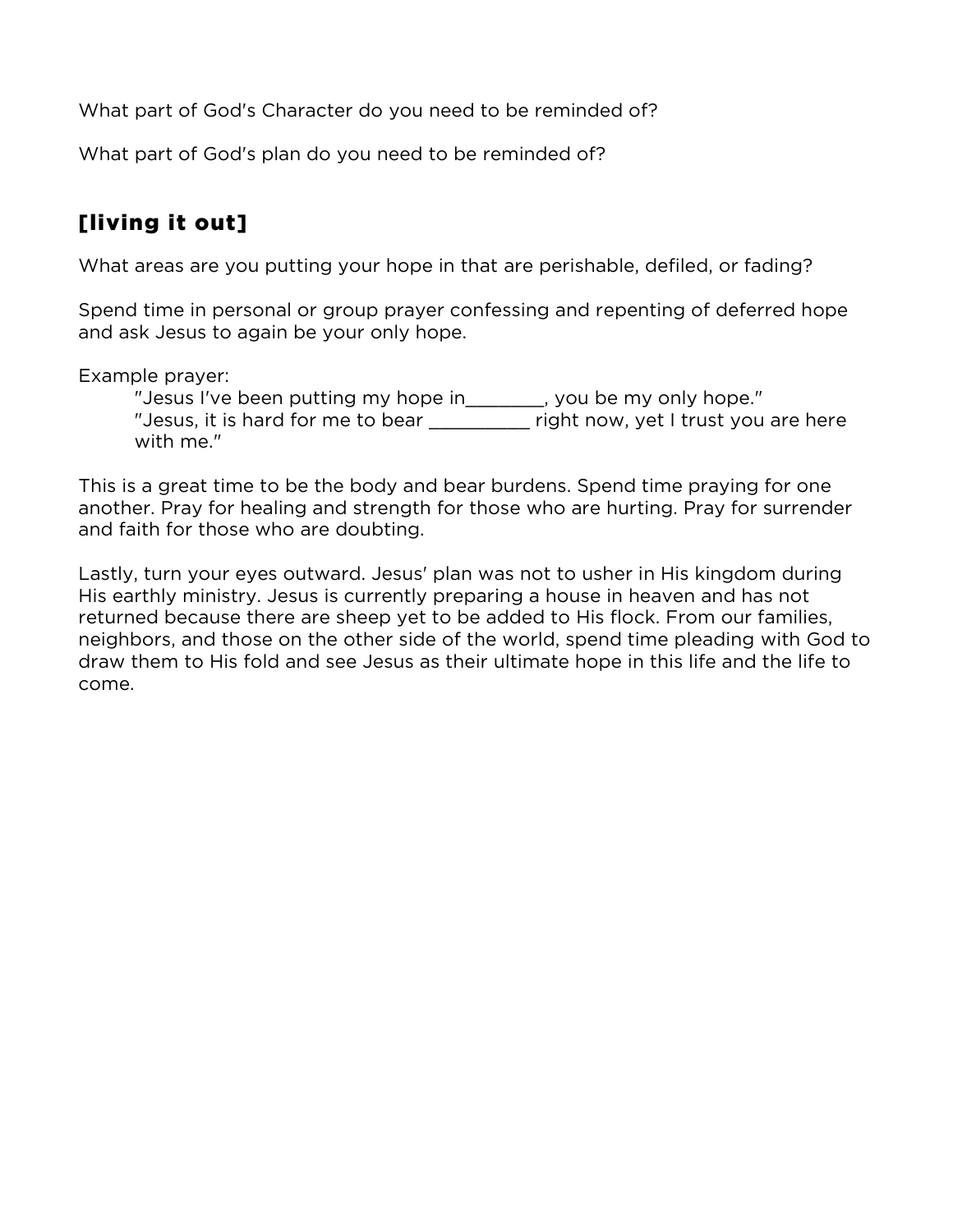What part of God's Character do you need to be reminded of?

What part of God's plan do you need to be reminded of?

## [living it out]

What areas are you putting your hope in that are perishable, defiled, or fading?

Spend time in personal or group prayer confessing and repenting of deferred hope and ask Jesus to again be your only hope.

Example prayer:

> "Jesus I've been putting my hope in________, you be my only hope."
> "Jesus, it is hard for me to bear __________ right now, yet I trust you are here with me."

This is a great time to be the body and bear burdens. Spend time praying for one another. Pray for healing and strength for those who are hurting. Pray for surrender and faith for those who are doubting.

Lastly, turn your eyes outward. Jesus' plan was not to usher in His kingdom during His earthly ministry. Jesus is currently preparing a house in heaven and has not returned because there are sheep yet to be added to His flock. From our families, neighbors, and those on the other side of the world, spend time pleading with God to draw them to His fold and see Jesus as their ultimate hope in this life and the life to come.